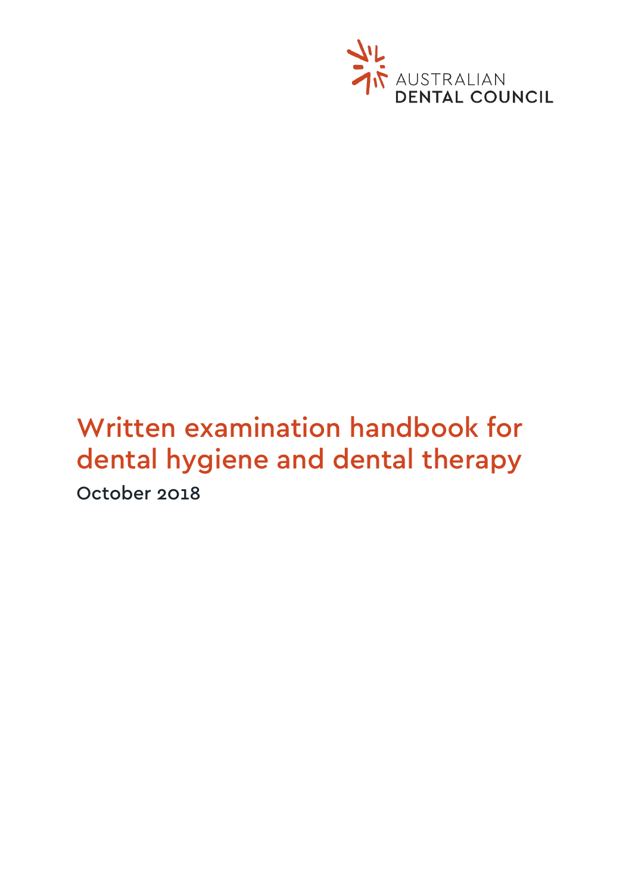AUSTRALIAN DENTAL COUNCIL

# Written examination handbook for dental hygiene and dental therapy

October 2018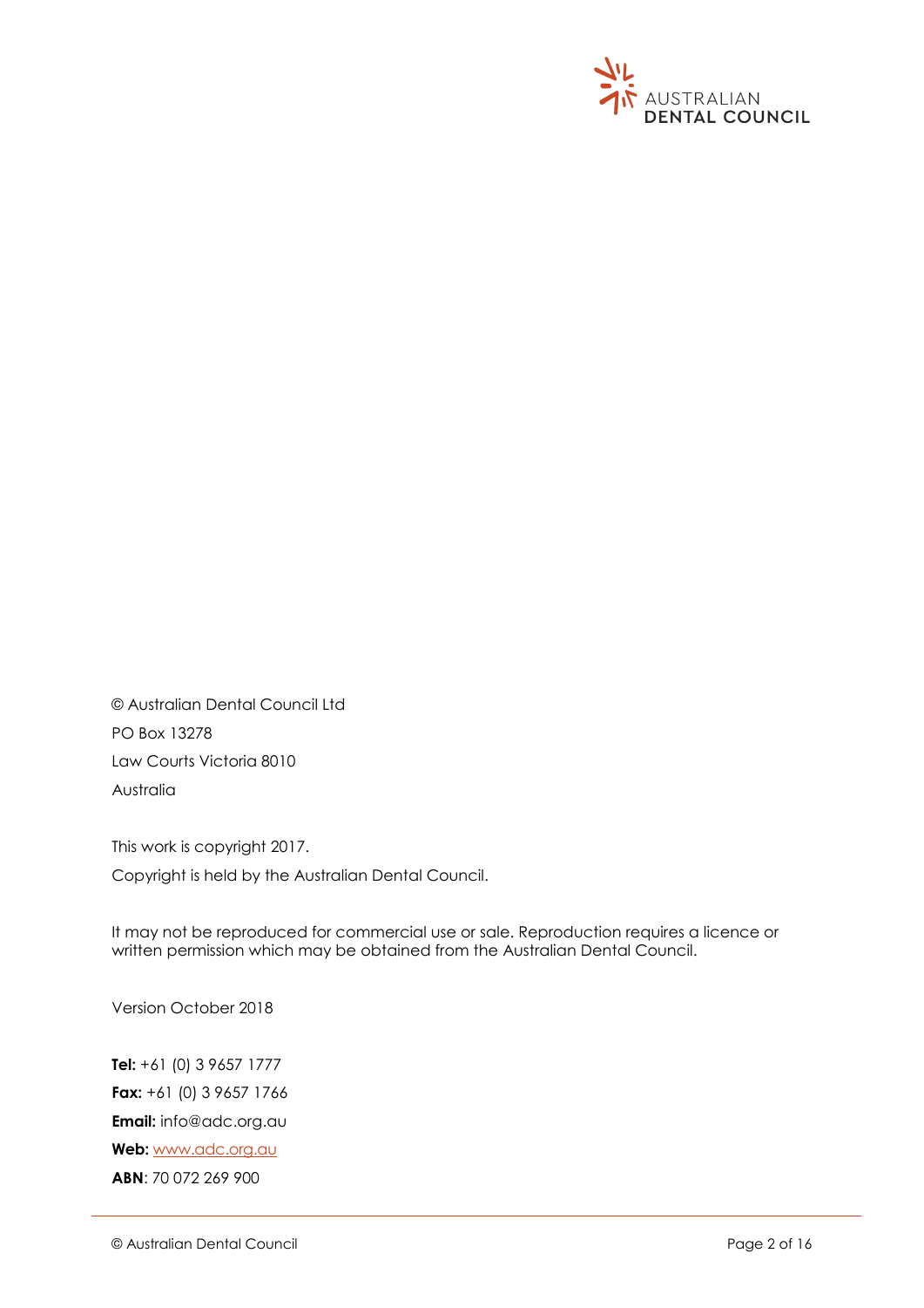© Australian Dental Council Ltd

PO Box 13278

Law Courts Victoria 8010

Australia

This work is copyright 2017.

Copyright is held by the Australian Dental Council.

It may not be reproduced for commercial use or sale. Reproduction requires a licence or written permission which may be obtained from the Australian Dental Council.

Version October 2018

**Tel:** +61 (0) 3 9657 1777

**Fax:** +61 (0) 3 9657 1766

**Email:** info@adc.org.au

**Web:** www.adc.org.au

**ABN**: 70 072 269 900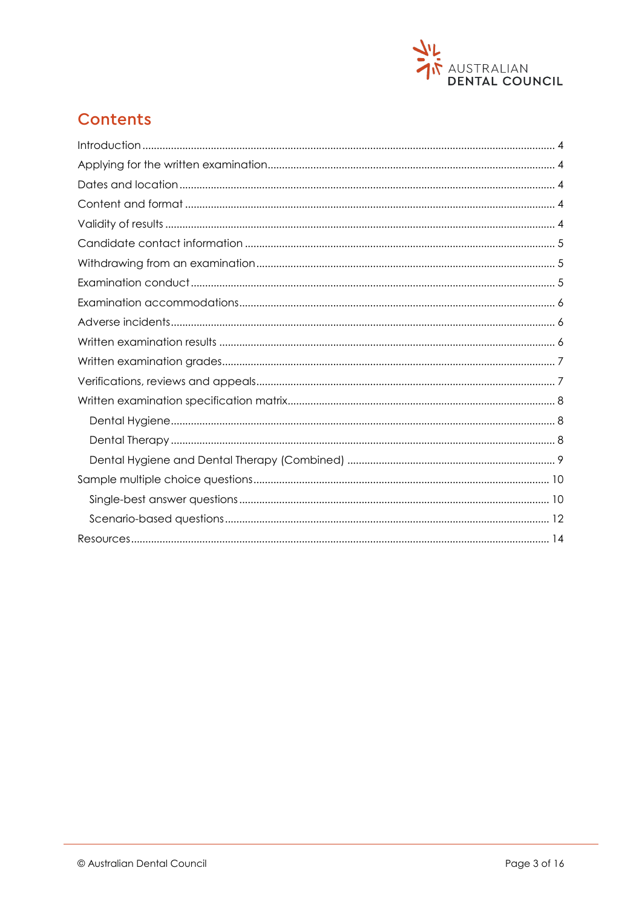## Contents

- Introduction ........ 4
- Applying for the written examination ........ 4
- Dates and location ........ 4
- Content and format ........ 4
- Validity of results ........ 4
- Candidate contact information ........ 5
- Withdrawing from an examination ........ 5
- Examination conduct ........ 5
- Examination accommodations ........ 6
- Adverse incidents ........ 6
- Written examination results ........ 6
- Written examination grades ........ 7
- Verifications, reviews and appeals ........ 7
- Written examination specification matrix ........ 8
  - Dental Hygiene ........ 8
  - Dental Therapy ........ 8
  - Dental Hygiene and Dental Therapy (Combined) ........ 9
- Sample multiple choice questions ........ 10
  - Single-best answer questions ........ 10
  - Scenario-based questions ........ 12
- Resources ........ 14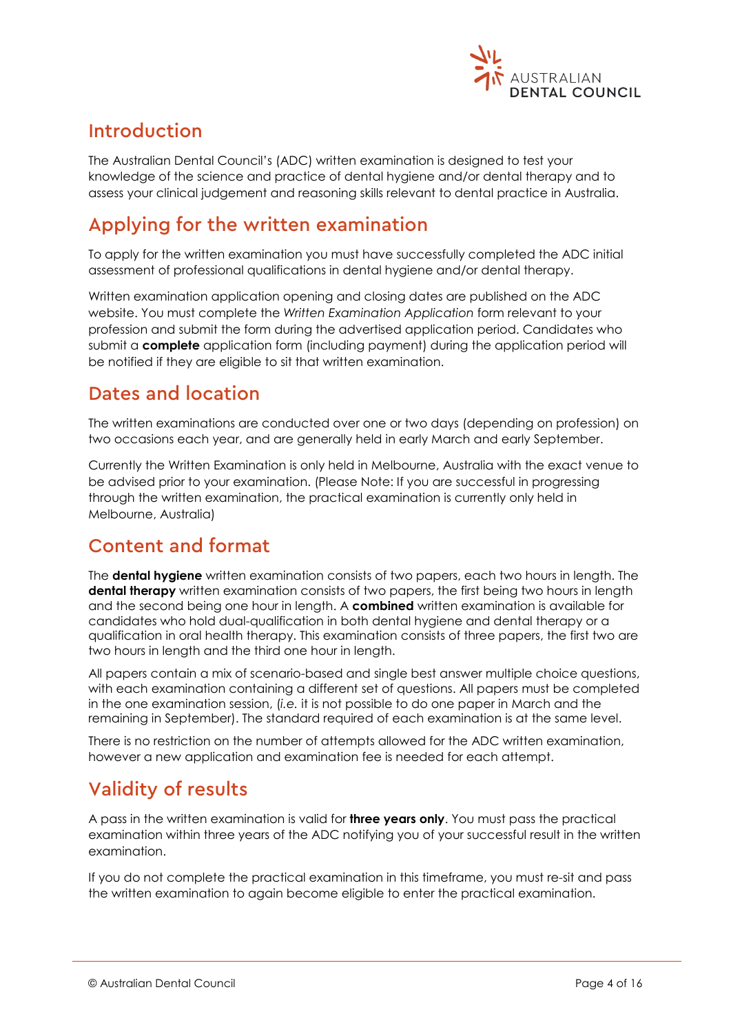## Introduction

The Australian Dental Council's (ADC) written examination is designed to test your knowledge of the science and practice of dental hygiene and/or dental therapy and to assess your clinical judgement and reasoning skills relevant to dental practice in Australia.

## Applying for the written examination

To apply for the written examination you must have successfully completed the ADC initial assessment of professional qualifications in dental hygiene and/or dental therapy.

Written examination application opening and closing dates are published on the ADC website. You must complete the *Written Examination Application* form relevant to your profession and submit the form during the advertised application period. Candidates who submit a **complete** application form (including payment) during the application period will be notified if they are eligible to sit that written examination.

## Dates and location

The written examinations are conducted over one or two days (depending on profession) on two occasions each year, and are generally held in early March and early September.

Currently the Written Examination is only held in Melbourne, Australia with the exact venue to be advised prior to your examination. (Please Note: If you are successful in progressing through the written examination, the practical examination is currently only held in Melbourne, Australia)

## Content and format

The **dental hygiene** written examination consists of two papers, each two hours in length. The **dental therapy** written examination consists of two papers, the first being two hours in length and the second being one hour in length. A **combined** written examination is available for candidates who hold dual-qualification in both dental hygiene and dental therapy or a qualification in oral health therapy. This examination consists of three papers, the first two are two hours in length and the third one hour in length.

All papers contain a mix of scenario-based and single best answer multiple choice questions, with each examination containing a different set of questions. All papers must be completed in the one examination session, (*i.e.* it is not possible to do one paper in March and the remaining in September). The standard required of each examination is at the same level.

There is no restriction on the number of attempts allowed for the ADC written examination, however a new application and examination fee is needed for each attempt.

## Validity of results

A pass in the written examination is valid for **three years only**. You must pass the practical examination within three years of the ADC notifying you of your successful result in the written examination.

If you do not complete the practical examination in this timeframe, you must re-sit and pass the written examination to again become eligible to enter the practical examination.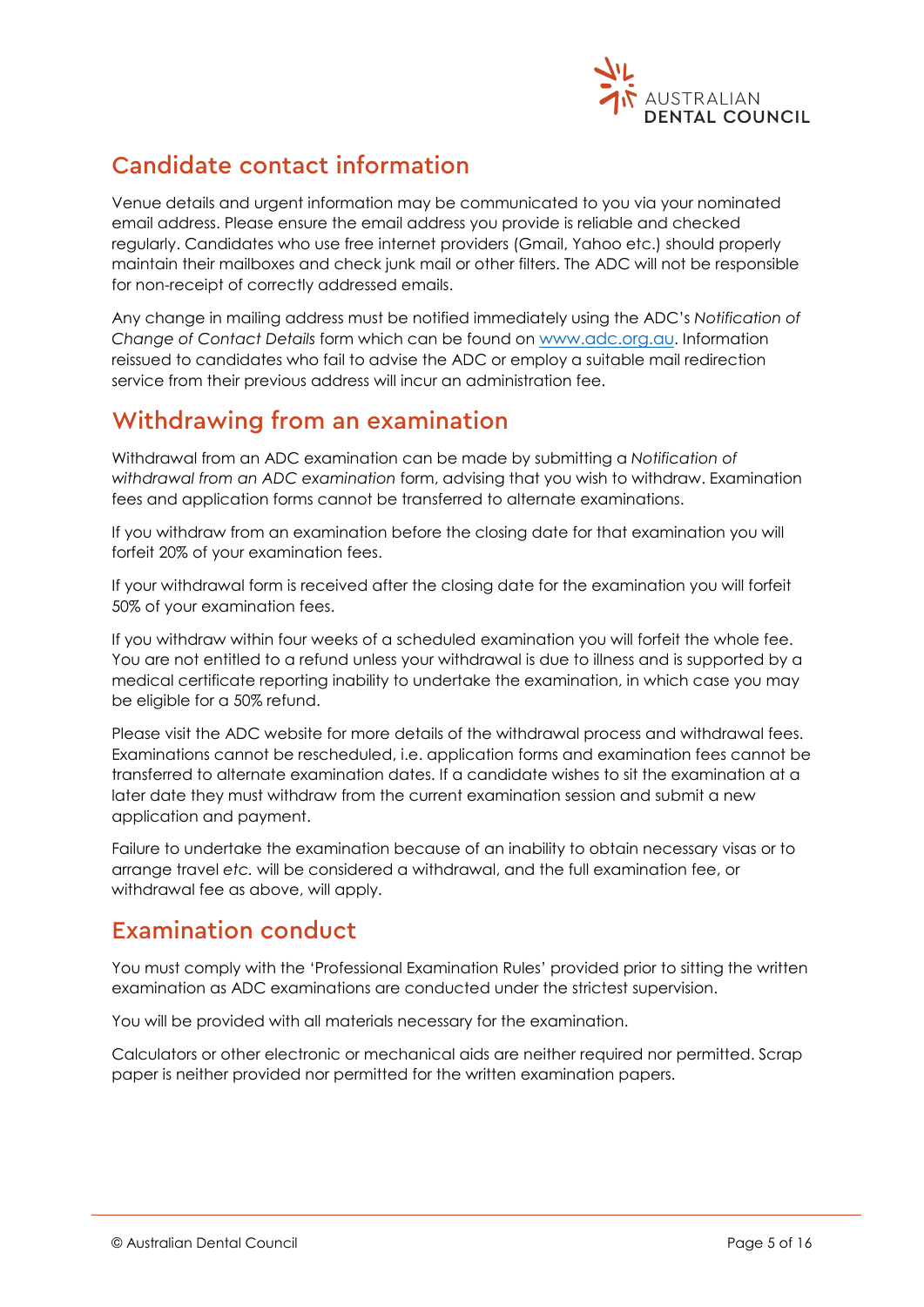## Candidate contact information

Venue details and urgent information may be communicated to you via your nominated email address. Please ensure the email address you provide is reliable and checked regularly. Candidates who use free internet providers (Gmail, Yahoo etc.) should properly maintain their mailboxes and check junk mail or other filters. The ADC will not be responsible for non-receipt of correctly addressed emails.

Any change in mailing address must be notified immediately using the ADC's *Notification of Change of Contact Details* form which can be found on [www.adc.org.au](http://www.adc.org.au). Information reissued to candidates who fail to advise the ADC or employ a suitable mail redirection service from their previous address will incur an administration fee.

## Withdrawing from an examination

Withdrawal from an ADC examination can be made by submitting a *Notification of withdrawal from an ADC examination* form, advising that you wish to withdraw. Examination fees and application forms cannot be transferred to alternate examinations.

If you withdraw from an examination before the closing date for that examination you will forfeit 20% of your examination fees.

If your withdrawal form is received after the closing date for the examination you will forfeit 50% of your examination fees.

If you withdraw within four weeks of a scheduled examination you will forfeit the whole fee. You are not entitled to a refund unless your withdrawal is due to illness and is supported by a medical certificate reporting inability to undertake the examination, in which case you may be eligible for a 50% refund.

Please visit the ADC website for more details of the withdrawal process and withdrawal fees. Examinations cannot be rescheduled, i.e. application forms and examination fees cannot be transferred to alternate examination dates. If a candidate wishes to sit the examination at a later date they must withdraw from the current examination session and submit a new application and payment.

Failure to undertake the examination because of an inability to obtain necessary visas or to arrange travel *etc.* will be considered a withdrawal, and the full examination fee, or withdrawal fee as above, will apply.

## Examination conduct

You must comply with the 'Professional Examination Rules' provided prior to sitting the written examination as ADC examinations are conducted under the strictest supervision.

You will be provided with all materials necessary for the examination.

Calculators or other electronic or mechanical aids are neither required nor permitted. Scrap paper is neither provided nor permitted for the written examination papers.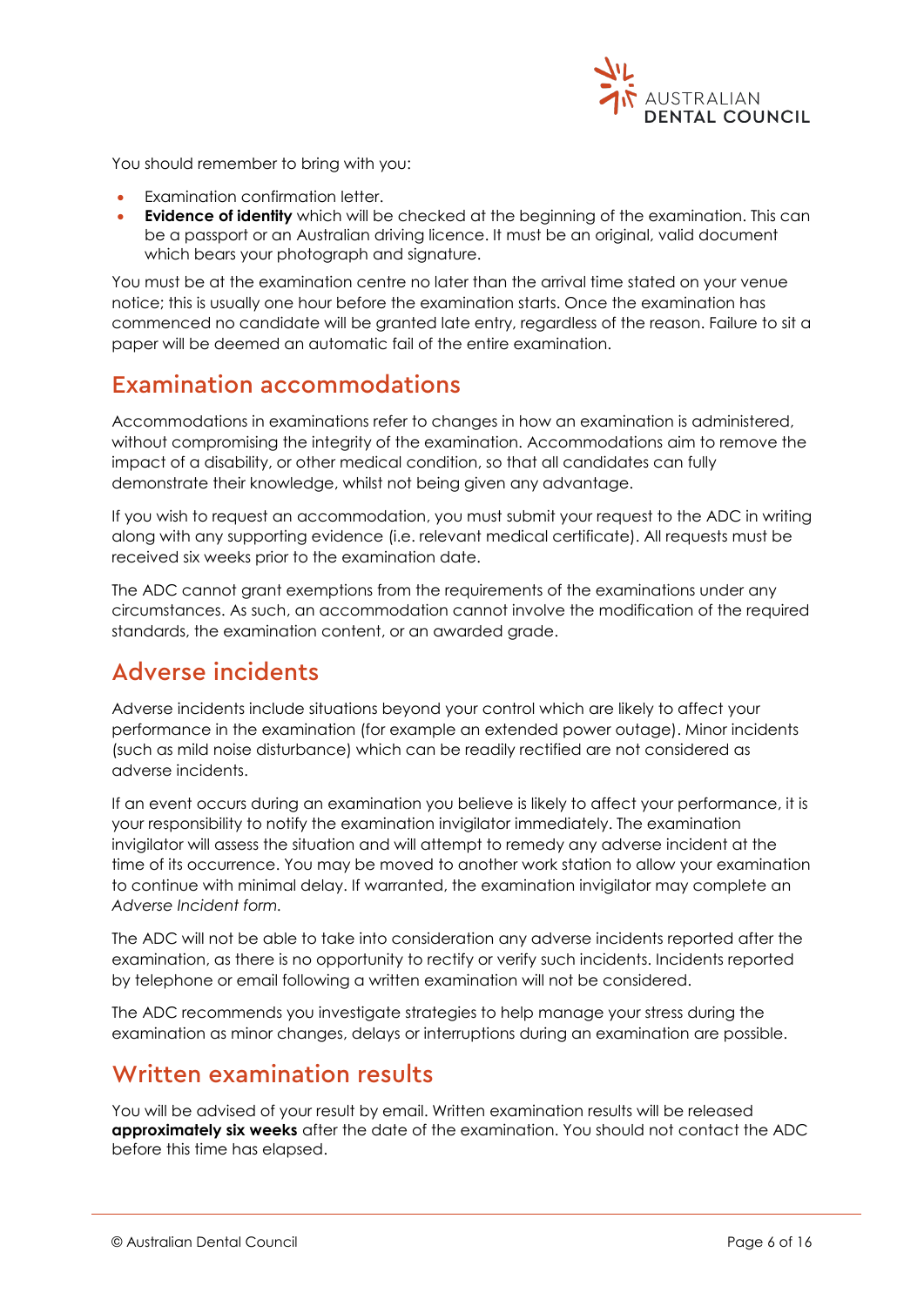You should remember to bring with you:

- Examination confirmation letter.
- **Evidence of identity** which will be checked at the beginning of the examination. This can be a passport or an Australian driving licence. It must be an original, valid document which bears your photograph and signature.

You must be at the examination centre no later than the arrival time stated on your venue notice; this is usually one hour before the examination starts. Once the examination has commenced no candidate will be granted late entry, regardless of the reason. Failure to sit a paper will be deemed an automatic fail of the entire examination.

## Examination accommodations

Accommodations in examinations refer to changes in how an examination is administered, without compromising the integrity of the examination. Accommodations aim to remove the impact of a disability, or other medical condition, so that all candidates can fully demonstrate their knowledge, whilst not being given any advantage.

If you wish to request an accommodation, you must submit your request to the ADC in writing along with any supporting evidence (i.e. relevant medical certificate). All requests must be received six weeks prior to the examination date.

The ADC cannot grant exemptions from the requirements of the examinations under any circumstances. As such, an accommodation cannot involve the modification of the required standards, the examination content, or an awarded grade.

## Adverse incidents

Adverse incidents include situations beyond your control which are likely to affect your performance in the examination (for example an extended power outage). Minor incidents (such as mild noise disturbance) which can be readily rectified are not considered as adverse incidents.

If an event occurs during an examination you believe is likely to affect your performance, it is your responsibility to notify the examination invigilator immediately. The examination invigilator will assess the situation and will attempt to remedy any adverse incident at the time of its occurrence. You may be moved to another work station to allow your examination to continue with minimal delay. If warranted, the examination invigilator may complete an *Adverse Incident form.*

The ADC will not be able to take into consideration any adverse incidents reported after the examination, as there is no opportunity to rectify or verify such incidents. Incidents reported by telephone or email following a written examination will not be considered.

The ADC recommends you investigate strategies to help manage your stress during the examination as minor changes, delays or interruptions during an examination are possible.

## Written examination results

You will be advised of your result by email. Written examination results will be released **approximately six weeks** after the date of the examination. You should not contact the ADC before this time has elapsed.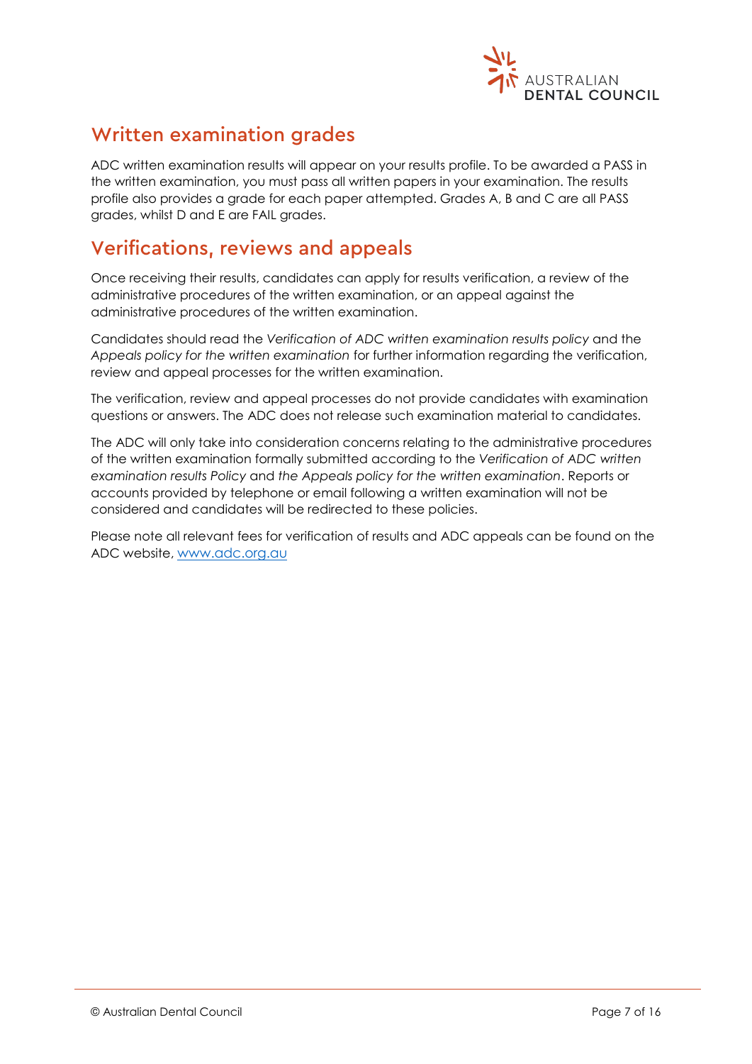## Written examination grades

ADC written examination results will appear on your results profile. To be awarded a PASS in the written examination, you must pass all written papers in your examination. The results profile also provides a grade for each paper attempted. Grades A, B and C are all PASS grades, whilst D and E are FAIL grades.

## Verifications, reviews and appeals

Once receiving their results, candidates can apply for results verification, a review of the administrative procedures of the written examination, or an appeal against the administrative procedures of the written examination.

Candidates should read the *Verification of ADC written examination results policy* and the *Appeals policy for the written examination* for further information regarding the verification, review and appeal processes for the written examination.

The verification, review and appeal processes do not provide candidates with examination questions or answers. The ADC does not release such examination material to candidates.

The ADC will only take into consideration concerns relating to the administrative procedures of the written examination formally submitted according to the *Verification of ADC written examination results Policy* and *the Appeals policy for the written examination*. Reports or accounts provided by telephone or email following a written examination will not be considered and candidates will be redirected to these policies.

Please note all relevant fees for verification of results and ADC appeals can be found on the ADC website, [www.adc.org.au](http://www.adc.org.au)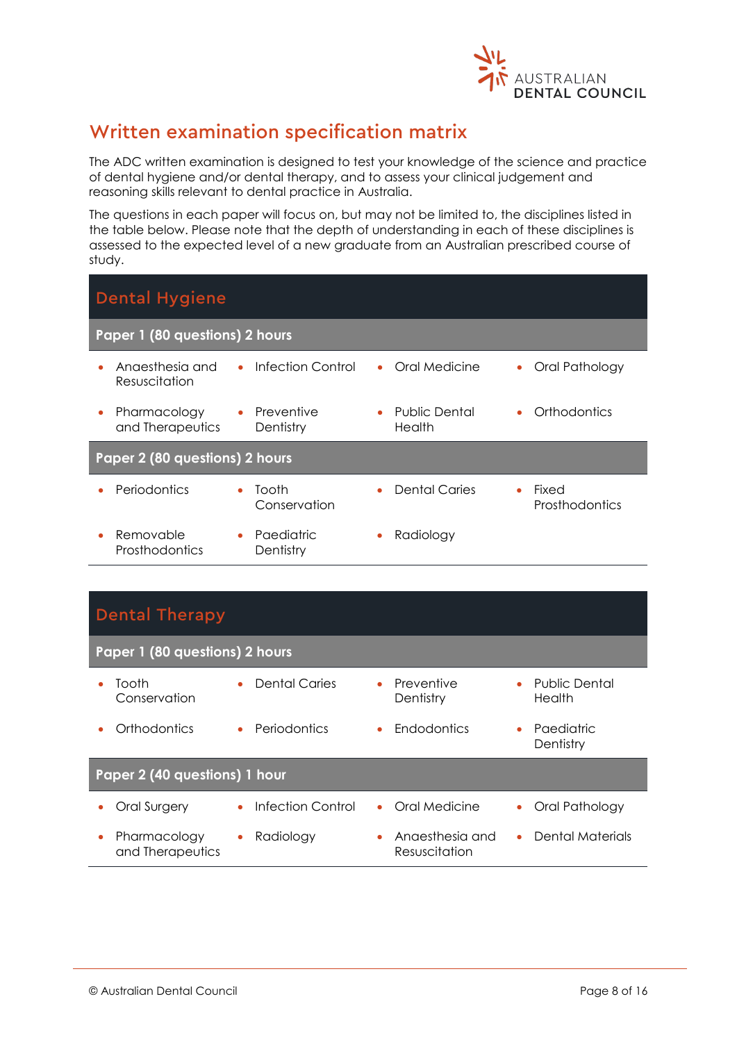## Written examination specification matrix

The ADC written examination is designed to test your knowledge of the science and practice of dental hygiene and/or dental therapy, and to assess your clinical judgement and reasoning skills relevant to dental practice in Australia.

The questions in each paper will focus on, but may not be limited to, the disciplines listed in the table below. Please note that the depth of understanding in each of these disciplines is assessed to the expected level of a new graduate from an Australian prescribed course of study.

### Dental Hygiene

**Paper 1 (80 questions) 2 hours**

- Anaesthesia and Resuscitation
- Infection Control
- Oral Medicine
- Oral Pathology
- Pharmacology and Therapeutics
- Preventive Dentistry
- Public Dental Health
- Orthodontics

**Paper 2 (80 questions) 2 hours**

- Periodontics
- Tooth Conservation
- Dental Caries
- Fixed Prosthodontics
- Removable Prosthodontics
- Paediatric Dentistry
- Radiology

### Dental Therapy

**Paper 1 (80 questions) 2 hours**

- Tooth Conservation
- Dental Caries
- Preventive Dentistry
- Public Dental Health
- Orthodontics
- Periodontics
- Endodontics
- Paediatric Dentistry

**Paper 2 (40 questions) 1 hour**

- Oral Surgery
- Infection Control
- Oral Medicine
- Oral Pathology
- Pharmacology and Therapeutics
- Radiology
- Anaesthesia and Resuscitation
- Dental Materials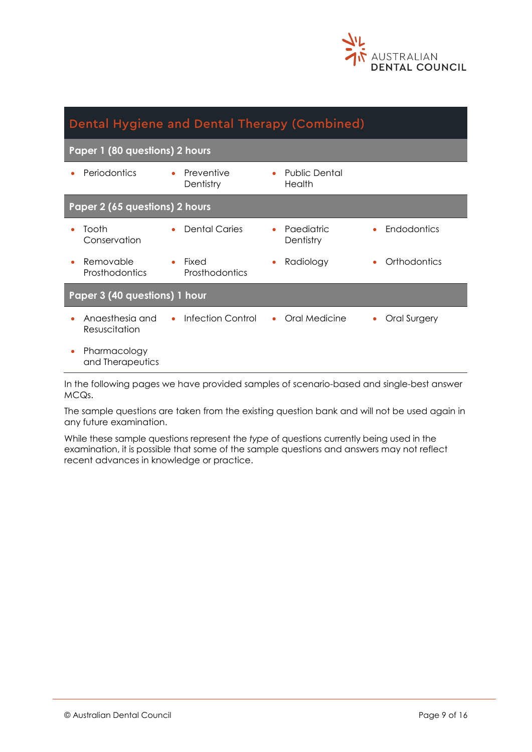## Dental Hygiene and Dental Therapy (Combined)

### Paper 1 (80 questions) 2 hours

- Periodontics
- Preventive Dentistry
- Public Dental Health

### Paper 2 (65 questions) 2 hours

- Tooth Conservation
- Dental Caries
- Paediatric Dentistry
- Endodontics
- Removable Prosthodontics
- Fixed Prosthodontics
- Radiology
- Orthodontics

### Paper 3 (40 questions) 1 hour

- Anaesthesia and Resuscitation
- Infection Control
- Oral Medicine
- Oral Surgery
- Pharmacology and Therapeutics

In the following pages we have provided samples of scenario-based and single-best answer MCQs.

The sample questions are taken from the existing question bank and will not be used again in any future examination.

While these sample questions represent the *type* of questions currently being used in the examination, it is possible that some of the sample questions and answers may not reflect recent advances in knowledge or practice.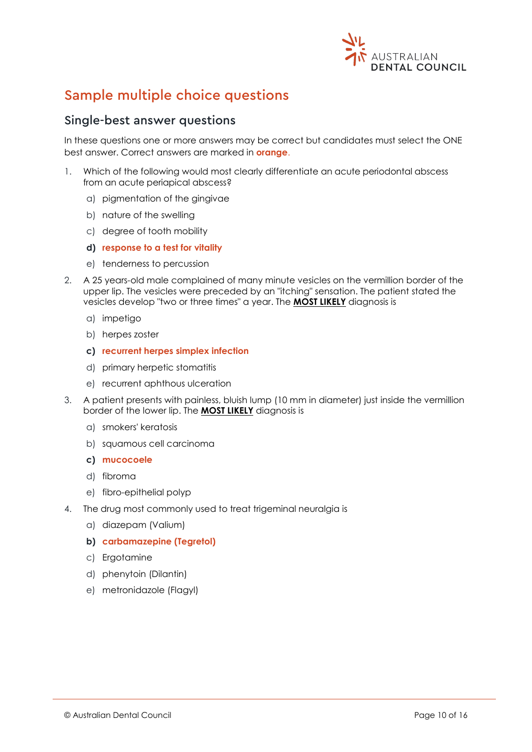# Sample multiple choice questions

## Single-best answer questions

In these questions one or more answers may be correct but candidates must select the ONE best answer. Correct answers are marked in **orange**.

1. Which of the following would most clearly differentiate an acute periodontal abscess from an acute periapical abscess?

   a) pigmentation of the gingivae

   b) nature of the swelling

   c) degree of tooth mobility

   **d) response to a test for vitality**

   e) tenderness to percussion

2. A 25 years-old male complained of many minute vesicles on the vermillion border of the upper lip. The vesicles were preceded by an "itching" sensation. The patient stated the vesicles develop "two or three times" a year. The **MOST LIKELY** diagnosis is

   a) impetigo

   b) herpes zoster

   **c) recurrent herpes simplex infection**

   d) primary herpetic stomatitis

   e) recurrent aphthous ulceration

3. A patient presents with painless, bluish lump (10 mm in diameter) just inside the vermillion border of the lower lip. The **MOST LIKELY** diagnosis is

   a) smokers' keratosis

   b) squamous cell carcinoma

   **c) mucocoele**

   d) fibroma

   e) fibro-epithelial polyp

4. The drug most commonly used to treat trigeminal neuralgia is

   a) diazepam (Valium)

   **b) carbamazepine (Tegretol)**

   c) Ergotamine

   d) phenytoin (Dilantin)

   e) metronidazole (Flagyl)

© Australian Dental Council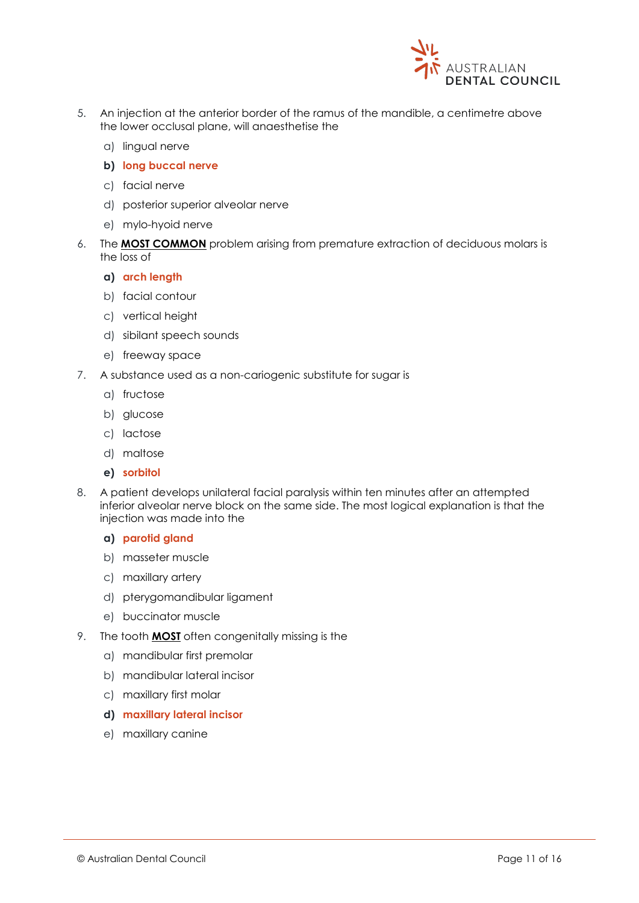5. An injection at the anterior border of the ramus of the mandible, a centimetre above the lower occlusal plane, will anaesthetise the

   a) lingual nerve

   **b) long buccal nerve**

   c) facial nerve

   d) posterior superior alveolar nerve

   e) mylo-hyoid nerve

6. The **MOST COMMON** problem arising from premature extraction of deciduous molars is the loss of

   **a) arch length**

   b) facial contour

   c) vertical height

   d) sibilant speech sounds

   e) freeway space

7. A substance used as a non-cariogenic substitute for sugar is

   a) fructose

   b) glucose

   c) lactose

   d) maltose

   **e) sorbitol**

8. A patient develops unilateral facial paralysis within ten minutes after an attempted inferior alveolar nerve block on the same side. The most logical explanation is that the injection was made into the

   **a) parotid gland**

   b) masseter muscle

   c) maxillary artery

   d) pterygomandibular ligament

   e) buccinator muscle

9. The tooth **MOST** often congenitally missing is the

   a) mandibular first premolar

   b) mandibular lateral incisor

   c) maxillary first molar

   **d) maxillary lateral incisor**

   e) maxillary canine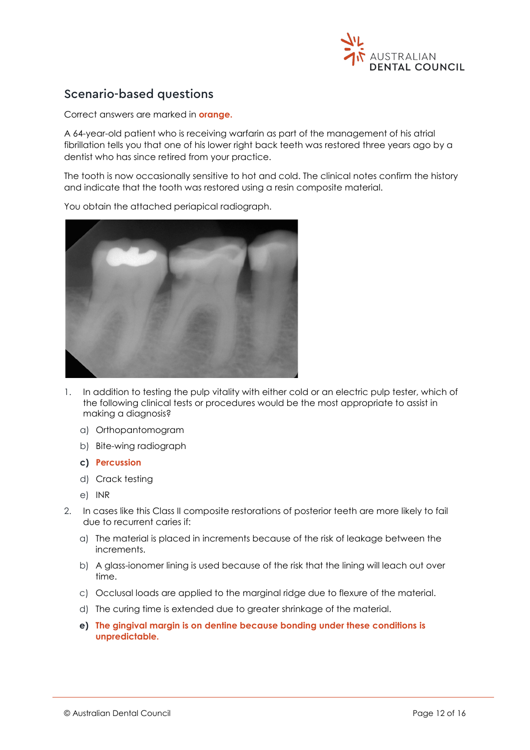## Scenario-based questions

Correct answers are marked in **orange.**

A 64-year-old patient who is receiving warfarin as part of the management of his atrial fibrillation tells you that one of his lower right back teeth was restored three years ago by a dentist who has since retired from your practice.

The tooth is now occasionally sensitive to hot and cold. The clinical notes confirm the history and indicate that the tooth was restored using a resin composite material.

You obtain the attached periapical radiograph.

1. In addition to testing the pulp vitality with either cold or an electric pulp tester, which of the following clinical tests or procedures would be the most appropriate to assist in making a diagnosis?

    a) Orthopantomogram

    b) Bite-wing radiograph

    **c) Percussion**

    d) Crack testing

    e) INR

2. In cases like this Class II composite restorations of posterior teeth are more likely to fail due to recurrent caries if:

    a) The material is placed in increments because of the risk of leakage between the increments.

    b) A glass-ionomer lining is used because of the risk that the lining will leach out over time.

    c) Occlusal loads are applied to the marginal ridge due to flexure of the material.

    d) The curing time is extended due to greater shrinkage of the material.

    **e) The gingival margin is on dentine because bonding under these conditions is unpredictable.**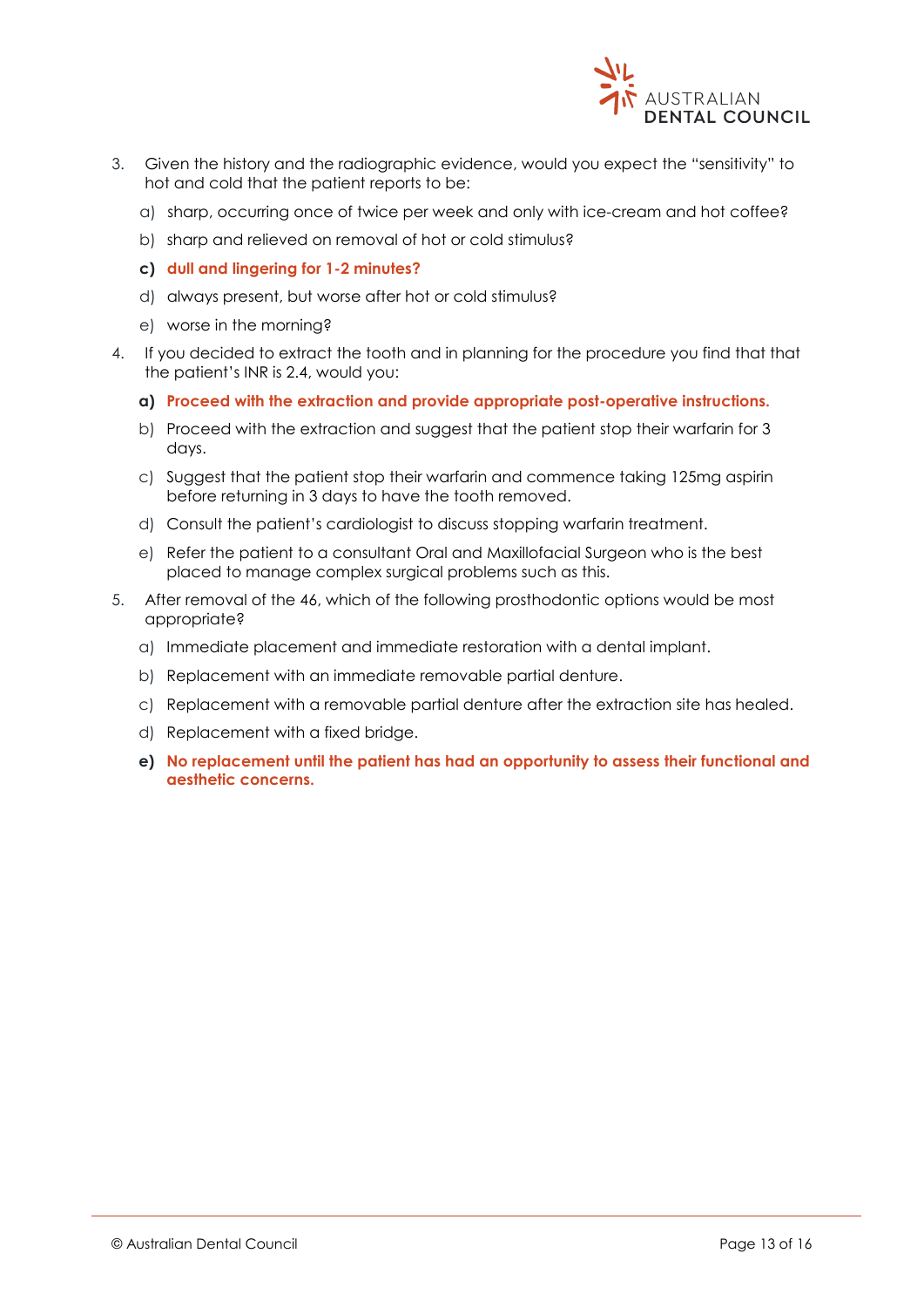3. Given the history and the radiographic evidence, would you expect the "sensitivity" to hot and cold that the patient reports to be:

   a) sharp, occurring once of twice per week and only with ice-cream and hot coffee?

   b) sharp and relieved on removal of hot or cold stimulus?

   **c) dull and lingering for 1-2 minutes?**

   d) always present, but worse after hot or cold stimulus?

   e) worse in the morning?

4. If you decided to extract the tooth and in planning for the procedure you find that that the patient's INR is 2.4, would you:

   **a) Proceed with the extraction and provide appropriate post-operative instructions.**

   b) Proceed with the extraction and suggest that the patient stop their warfarin for 3 days.

   c) Suggest that the patient stop their warfarin and commence taking 125mg aspirin before returning in 3 days to have the tooth removed.

   d) Consult the patient's cardiologist to discuss stopping warfarin treatment.

   e) Refer the patient to a consultant Oral and Maxillofacial Surgeon who is the best placed to manage complex surgical problems such as this.

5. After removal of the 46, which of the following prosthodontic options would be most appropriate?

   a) Immediate placement and immediate restoration with a dental implant.

   b) Replacement with an immediate removable partial denture.

   c) Replacement with a removable partial denture after the extraction site has healed.

   d) Replacement with a fixed bridge.

   **e) No replacement until the patient has had an opportunity to assess their functional and aesthetic concerns.**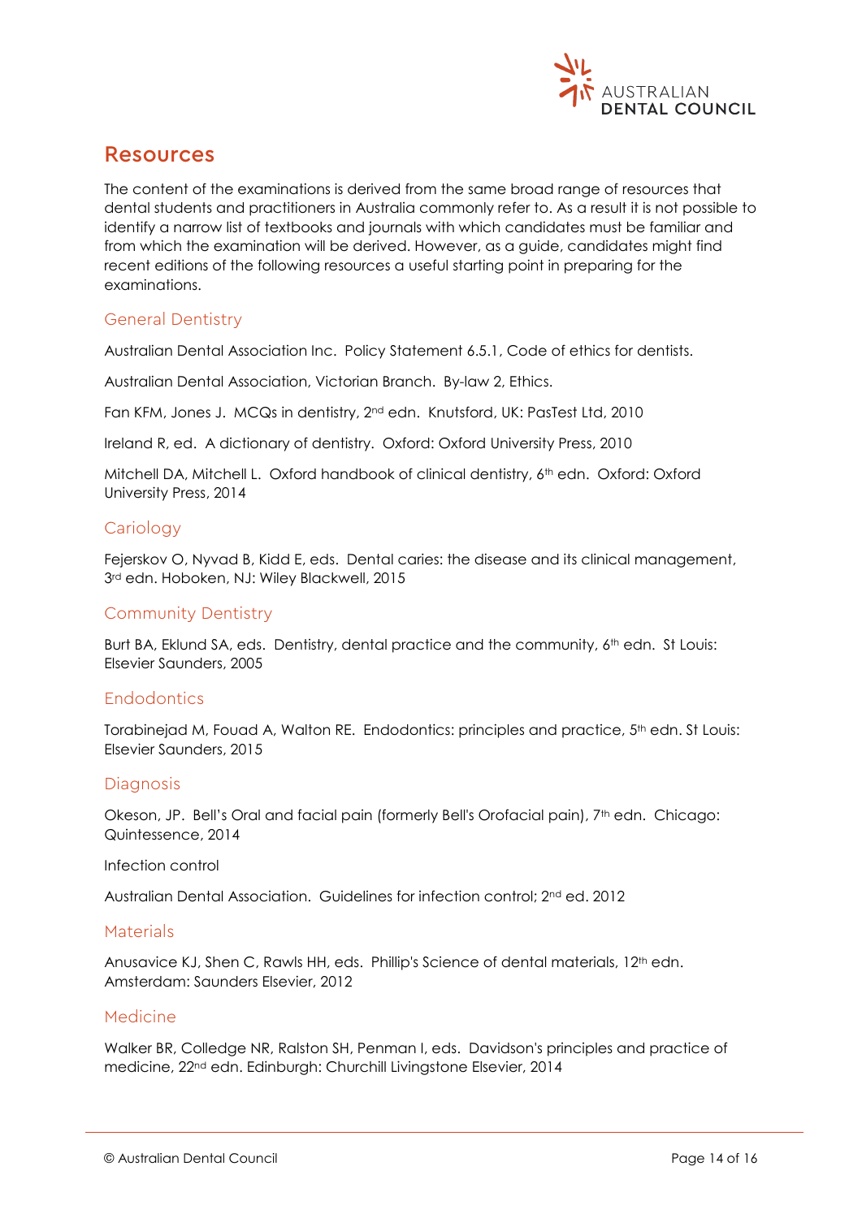## Resources

The content of the examinations is derived from the same broad range of resources that dental students and practitioners in Australia commonly refer to. As a result it is not possible to identify a narrow list of textbooks and journals with which candidates must be familiar and from which the examination will be derived. However, as a guide, candidates might find recent editions of the following resources a useful starting point in preparing for the examinations.

### General Dentistry

Australian Dental Association Inc. Policy Statement 6.5.1, Code of ethics for dentists.

Australian Dental Association, Victorian Branch. By-law 2, Ethics.

Fan KFM, Jones J. MCQs in dentistry, 2nd edn. Knutsford, UK: PasTest Ltd, 2010

Ireland R, ed. A dictionary of dentistry. Oxford: Oxford University Press, 2010

Mitchell DA, Mitchell L. Oxford handbook of clinical dentistry, 6th edn. Oxford: Oxford University Press, 2014

### Cariology

Fejerskov O, Nyvad B, Kidd E, eds. Dental caries: the disease and its clinical management, 3rd edn. Hoboken, NJ: Wiley Blackwell, 2015

### Community Dentistry

Burt BA, Eklund SA, eds. Dentistry, dental practice and the community, 6th edn. St Louis: Elsevier Saunders, 2005

### Endodontics

Torabinejad M, Fouad A, Walton RE. Endodontics: principles and practice, 5th edn. St Louis: Elsevier Saunders, 2015

### Diagnosis

Okeson, JP. Bell's Oral and facial pain (formerly Bell's Orofacial pain), 7th edn. Chicago: Quintessence, 2014

Infection control

Australian Dental Association. Guidelines for infection control; 2nd ed. 2012

### Materials

Anusavice KJ, Shen C, Rawls HH, eds. Phillip's Science of dental materials, 12th edn. Amsterdam: Saunders Elsevier, 2012

### Medicine

Walker BR, Colledge NR, Ralston SH, Penman I, eds. Davidson's principles and practice of medicine, 22nd edn. Edinburgh: Churchill Livingstone Elsevier, 2014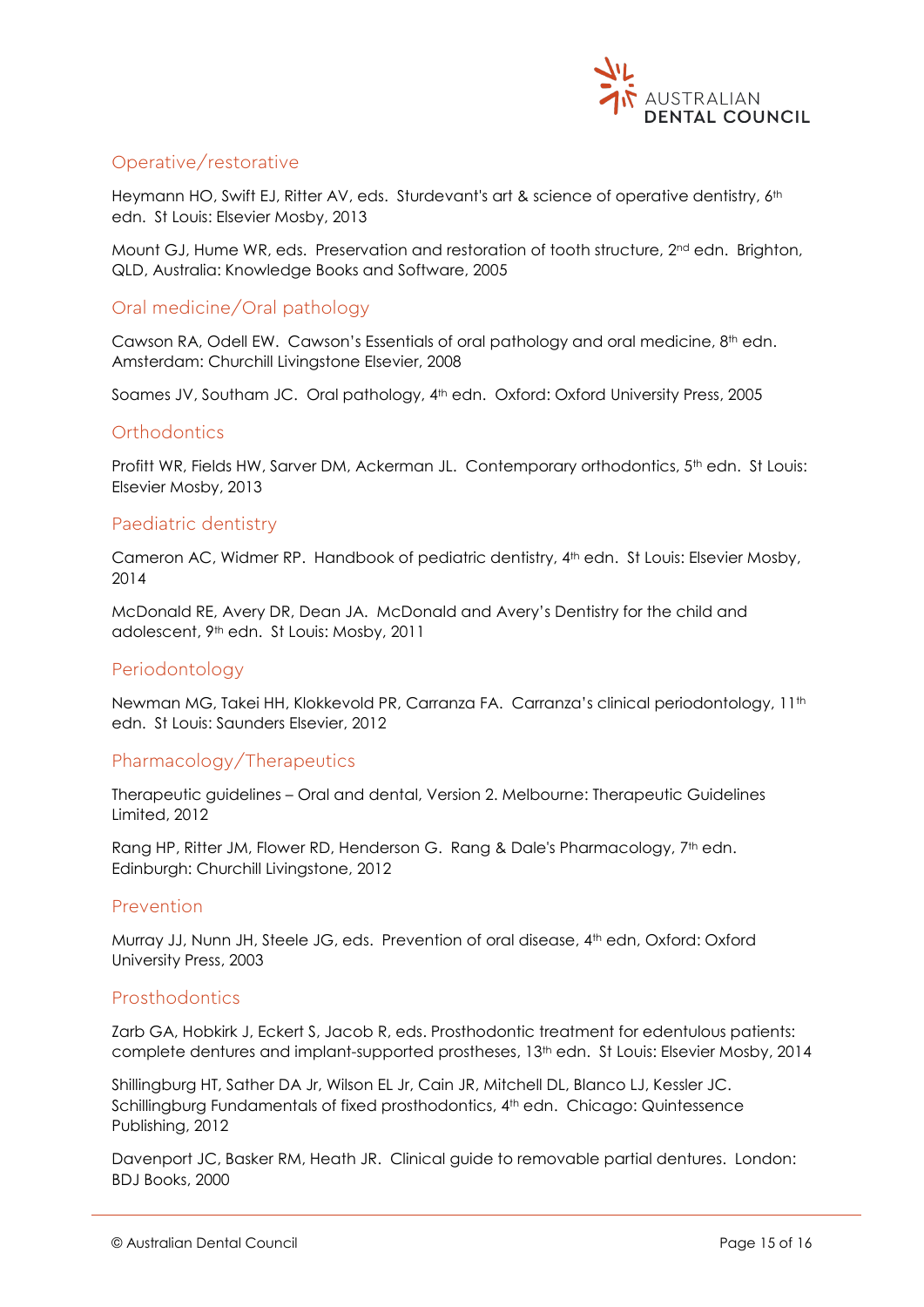## Operative/restorative

Heymann HO, Swift EJ, Ritter AV, eds. Sturdevant's art & science of operative dentistry, 6th edn. St Louis: Elsevier Mosby, 2013

Mount GJ, Hume WR, eds. Preservation and restoration of tooth structure, 2nd edn. Brighton, QLD, Australia: Knowledge Books and Software, 2005

## Oral medicine/Oral pathology

Cawson RA, Odell EW. Cawson's Essentials of oral pathology and oral medicine, 8th edn. Amsterdam: Churchill Livingstone Elsevier, 2008

Soames JV, Southam JC. Oral pathology, 4th edn. Oxford: Oxford University Press, 2005

## Orthodontics

Profitt WR, Fields HW, Sarver DM, Ackerman JL. Contemporary orthodontics, 5th edn. St Louis: Elsevier Mosby, 2013

## Paediatric dentistry

Cameron AC, Widmer RP. Handbook of pediatric dentistry, 4th edn. St Louis: Elsevier Mosby, 2014

McDonald RE, Avery DR, Dean JA. McDonald and Avery's Dentistry for the child and adolescent, 9th edn. St Louis: Mosby, 2011

## Periodontology

Newman MG, Takei HH, Klokkevold PR, Carranza FA. Carranza's clinical periodontology, 11th edn. St Louis: Saunders Elsevier, 2012

## Pharmacology/Therapeutics

Therapeutic guidelines – Oral and dental, Version 2. Melbourne: Therapeutic Guidelines Limited, 2012

Rang HP, Ritter JM, Flower RD, Henderson G. Rang & Dale's Pharmacology, 7th edn. Edinburgh: Churchill Livingstone, 2012

## Prevention

Murray JJ, Nunn JH, Steele JG, eds. Prevention of oral disease, 4th edn, Oxford: Oxford University Press, 2003

## Prosthodontics

Zarb GA, Hobkirk J, Eckert S, Jacob R, eds. Prosthodontic treatment for edentulous patients: complete dentures and implant-supported prostheses, 13th edn. St Louis: Elsevier Mosby, 2014

Shillingburg HT, Sather DA Jr, Wilson EL Jr, Cain JR, Mitchell DL, Blanco LJ, Kessler JC. Schillingburg Fundamentals of fixed prosthodontics, 4th edn. Chicago: Quintessence Publishing, 2012

Davenport JC, Basker RM, Heath JR. Clinical guide to removable partial dentures. London: BDJ Books, 2000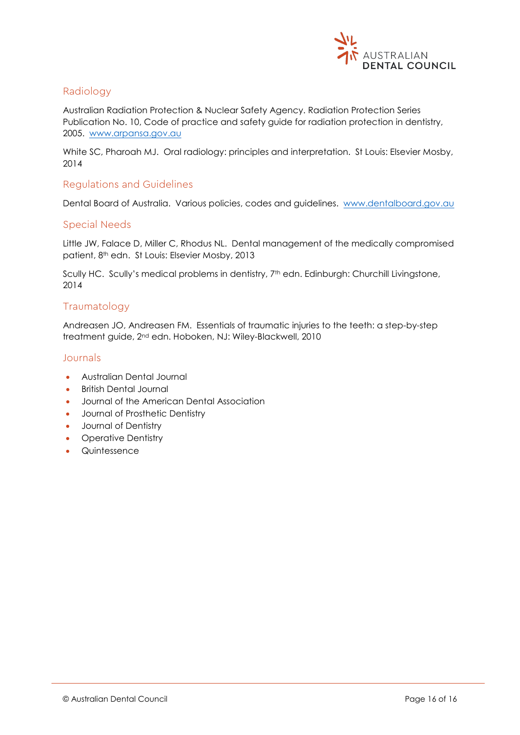## Radiology

Australian Radiation Protection & Nuclear Safety Agency. Radiation Protection Series Publication No. 10, Code of practice and safety guide for radiation protection in dentistry, 2005. [www.arpansa.gov.au](www.arpansa.gov.au)

White SC, Pharoah MJ. Oral radiology: principles and interpretation. St Louis: Elsevier Mosby, 2014

## Regulations and Guidelines

Dental Board of Australia. Various policies, codes and guidelines. [www.dentalboard.gov.au](www.dentalboard.gov.au)

## Special Needs

Little JW, Falace D, Miller C, Rhodus NL. Dental management of the medically compromised patient, 8th edn. St Louis: Elsevier Mosby, 2013

Scully HC. Scully's medical problems in dentistry, 7th edn. Edinburgh: Churchill Livingstone, 2014

## Traumatology

Andreasen JO, Andreasen FM. Essentials of traumatic injuries to the teeth: a step-by-step treatment guide, 2nd edn. Hoboken, NJ: Wiley-Blackwell, 2010

## Journals

- Australian Dental Journal
- British Dental Journal
- Journal of the American Dental Association
- Journal of Prosthetic Dentistry
- Journal of Dentistry
- Operative Dentistry
- Quintessence